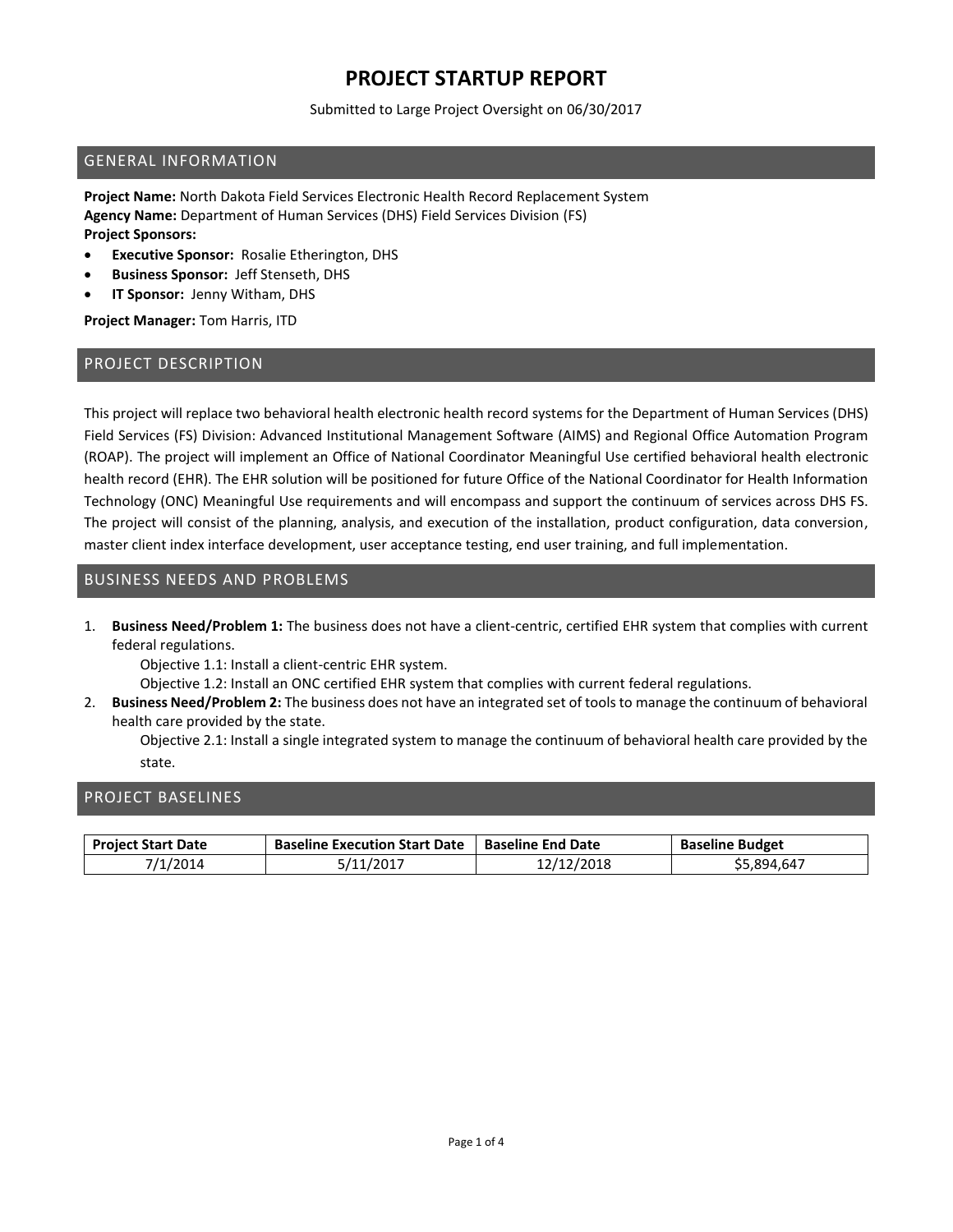# PROJECT STARTUP REPORT

Submitted to Large Project Oversight on 06/30/2017

## GENERAL INFORMATION

**Project Name:** North Dakota Field Services Electronic Health Record Replacement System
**Agency Name:** Department of Human Services (DHS) Field Services Division (FS)
**Project Sponsors:**

- **Executive Sponsor:** Rosalie Etherington, DHS
- **Business Sponsor:** Jeff Stenseth, DHS
- **IT Sponsor:** Jenny Witham, DHS

**Project Manager:** Tom Harris, ITD

## PROJECT DESCRIPTION

This project will replace two behavioral health electronic health record systems for the Department of Human Services (DHS) Field Services (FS) Division: Advanced Institutional Management Software (AIMS) and Regional Office Automation Program (ROAP). The project will implement an Office of National Coordinator Meaningful Use certified behavioral health electronic health record (EHR). The EHR solution will be positioned for future Office of the National Coordinator for Health Information Technology (ONC) Meaningful Use requirements and will encompass and support the continuum of services across DHS FS. The project will consist of the planning, analysis, and execution of the installation, product configuration, data conversion, master client index interface development, user acceptance testing, end user training, and full implementation.

## BUSINESS NEEDS AND PROBLEMS

1. **Business Need/Problem 1:** The business does not have a client-centric, certified EHR system that complies with current federal regulations.
   - Objective 1.1: Install a client-centric EHR system.
   - Objective 1.2: Install an ONC certified EHR system that complies with current federal regulations.
2. **Business Need/Problem 2:** The business does not have an integrated set of tools to manage the continuum of behavioral health care provided by the state.
   - Objective 2.1: Install a single integrated system to manage the continuum of behavioral health care provided by the state.

## PROJECT BASELINES

| Project Start Date | Baseline Execution Start Date | Baseline End Date | Baseline Budget |
|---|---|---|---|
| 7/1/2014 | 5/11/2017 | 12/12/2018 | $5,894,647 |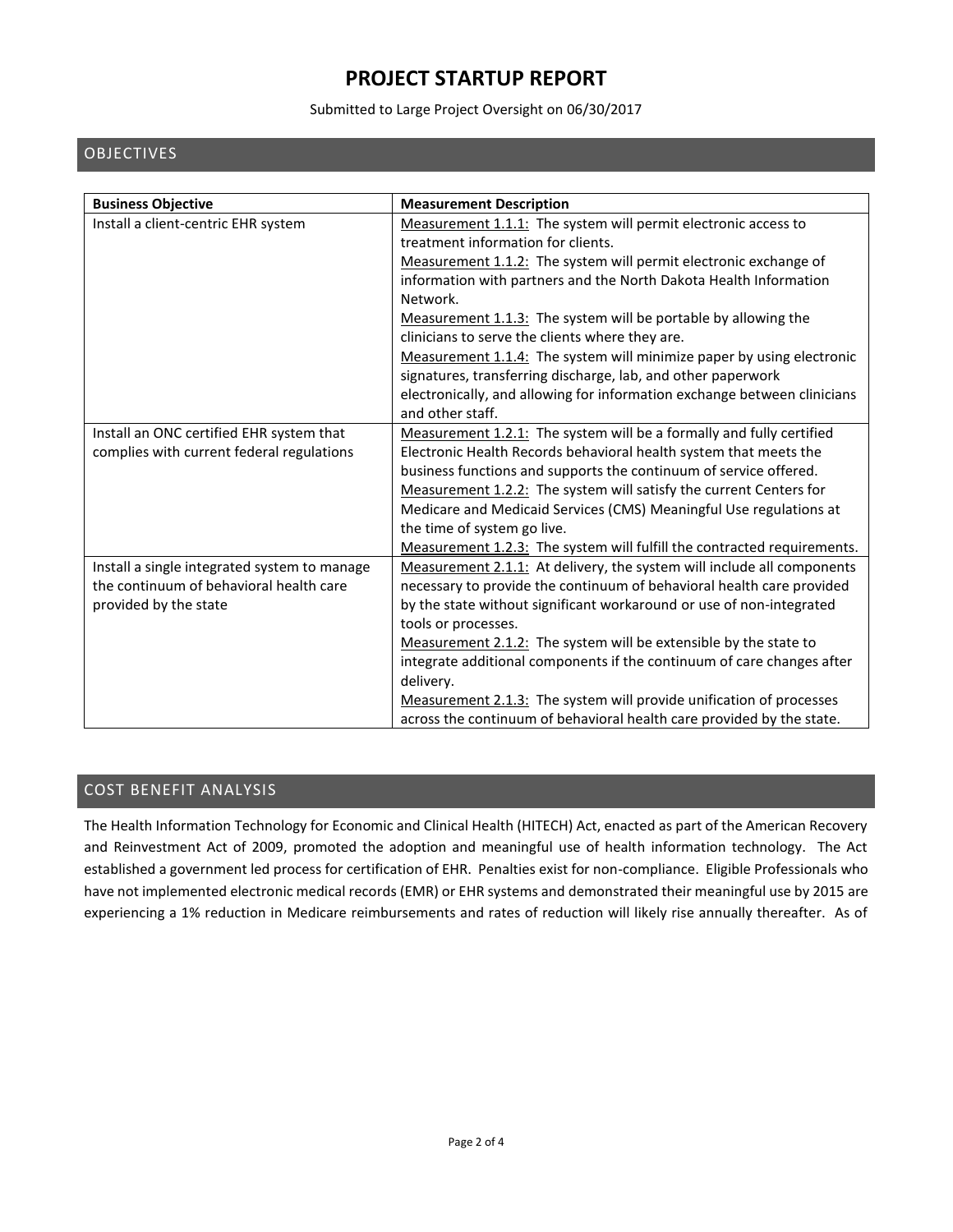# PROJECT STARTUP REPORT

Submitted to Large Project Oversight on 06/30/2017

## OBJECTIVES

| Business Objective | Measurement Description |
| --- | --- |
| Install a client-centric EHR system | Measurement 1.1.1: The system will permit electronic access to treatment information for clients.<br>Measurement 1.1.2: The system will permit electronic exchange of information with partners and the North Dakota Health Information Network.<br>Measurement 1.1.3: The system will be portable by allowing the clinicians to serve the clients where they are.<br>Measurement 1.1.4: The system will minimize paper by using electronic signatures, transferring discharge, lab, and other paperwork electronically, and allowing for information exchange between clinicians and other staff. |
| Install an ONC certified EHR system that complies with current federal regulations | Measurement 1.2.1: The system will be a formally and fully certified Electronic Health Records behavioral health system that meets the business functions and supports the continuum of service offered.<br>Measurement 1.2.2: The system will satisfy the current Centers for Medicare and Medicaid Services (CMS) Meaningful Use regulations at the time of system go live.<br>Measurement 1.2.3: The system will fulfill the contracted requirements. |
| Install a single integrated system to manage the continuum of behavioral health care provided by the state | Measurement 2.1.1: At delivery, the system will include all components necessary to provide the continuum of behavioral health care provided by the state without significant workaround or use of non-integrated tools or processes.<br>Measurement 2.1.2: The system will be extensible by the state to integrate additional components if the continuum of care changes after delivery.<br>Measurement 2.1.3: The system will provide unification of processes across the continuum of behavioral health care provided by the state. |

## COST BENEFIT ANALYSIS

The Health Information Technology for Economic and Clinical Health (HITECH) Act, enacted as part of the American Recovery and Reinvestment Act of 2009, promoted the adoption and meaningful use of health information technology. The Act established a government led process for certification of EHR. Penalties exist for non-compliance. Eligible Professionals who have not implemented electronic medical records (EMR) or EHR systems and demonstrated their meaningful use by 2015 are experiencing a 1% reduction in Medicare reimbursements and rates of reduction will likely rise annually thereafter. As of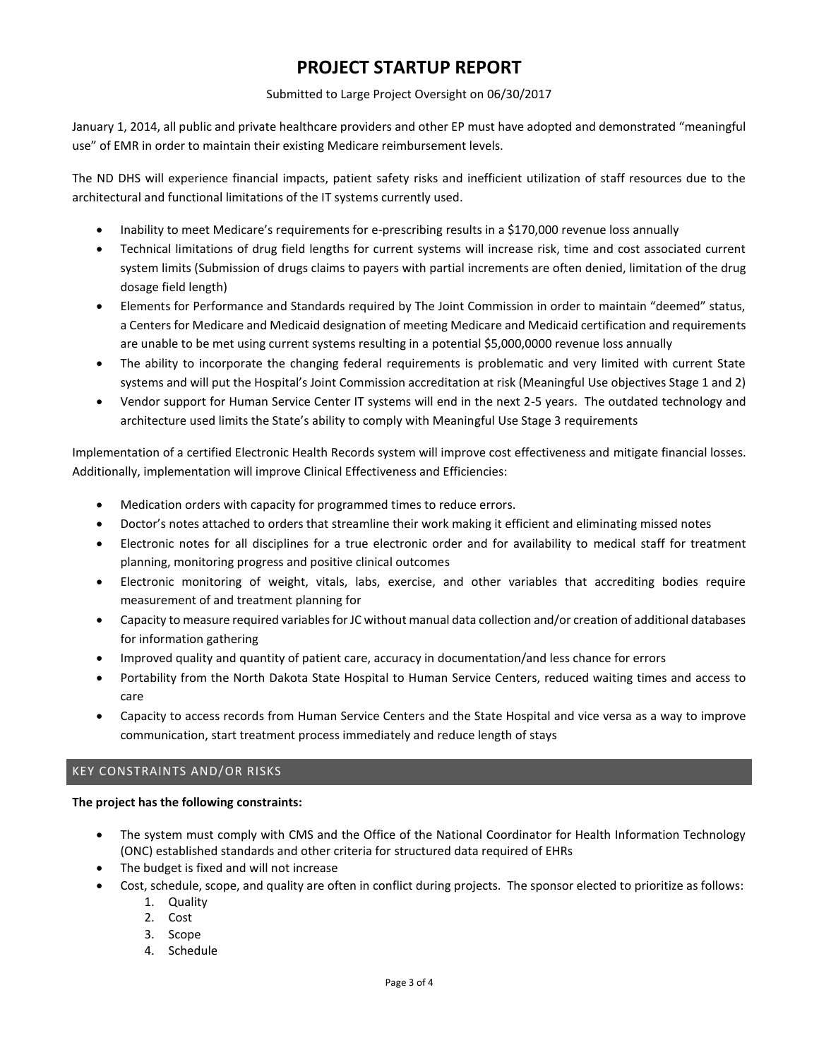# PROJECT STARTUP REPORT

Submitted to Large Project Oversight on 06/30/2017

January 1, 2014, all public and private healthcare providers and other EP must have adopted and demonstrated "meaningful use" of EMR in order to maintain their existing Medicare reimbursement levels.

The ND DHS will experience financial impacts, patient safety risks and inefficient utilization of staff resources due to the architectural and functional limitations of the IT systems currently used.

- Inability to meet Medicare's requirements for e-prescribing results in a $170,000 revenue loss annually
- Technical limitations of drug field lengths for current systems will increase risk, time and cost associated current system limits (Submission of drugs claims to payers with partial increments are often denied, limitation of the drug dosage field length)
- Elements for Performance and Standards required by The Joint Commission in order to maintain "deemed" status, a Centers for Medicare and Medicaid designation of meeting Medicare and Medicaid certification and requirements are unable to be met using current systems resulting in a potential $5,000,0000 revenue loss annually
- The ability to incorporate the changing federal requirements is problematic and very limited with current State systems and will put the Hospital's Joint Commission accreditation at risk (Meaningful Use objectives Stage 1 and 2)
- Vendor support for Human Service Center IT systems will end in the next 2-5 years. The outdated technology and architecture used limits the State's ability to comply with Meaningful Use Stage 3 requirements

Implementation of a certified Electronic Health Records system will improve cost effectiveness and mitigate financial losses. Additionally, implementation will improve Clinical Effectiveness and Efficiencies:

- Medication orders with capacity for programmed times to reduce errors.
- Doctor's notes attached to orders that streamline their work making it efficient and eliminating missed notes
- Electronic notes for all disciplines for a true electronic order and for availability to medical staff for treatment planning, monitoring progress and positive clinical outcomes
- Electronic monitoring of weight, vitals, labs, exercise, and other variables that accrediting bodies require measurement of and treatment planning for
- Capacity to measure required variables for JC without manual data collection and/or creation of additional databases for information gathering
- Improved quality and quantity of patient care, accuracy in documentation/and less chance for errors
- Portability from the North Dakota State Hospital to Human Service Centers, reduced waiting times and access to care
- Capacity to access records from Human Service Centers and the State Hospital and vice versa as a way to improve communication, start treatment process immediately and reduce length of stays

## KEY CONSTRAINTS AND/OR RISKS

**The project has the following constraints:**

- The system must comply with CMS and the Office of the National Coordinator for Health Information Technology (ONC) established standards and other criteria for structured data required of EHRs
- The budget is fixed and will not increase
- Cost, schedule, scope, and quality are often in conflict during projects. The sponsor elected to prioritize as follows:
    1. Quality
    2. Cost
    3. Scope
    4. Schedule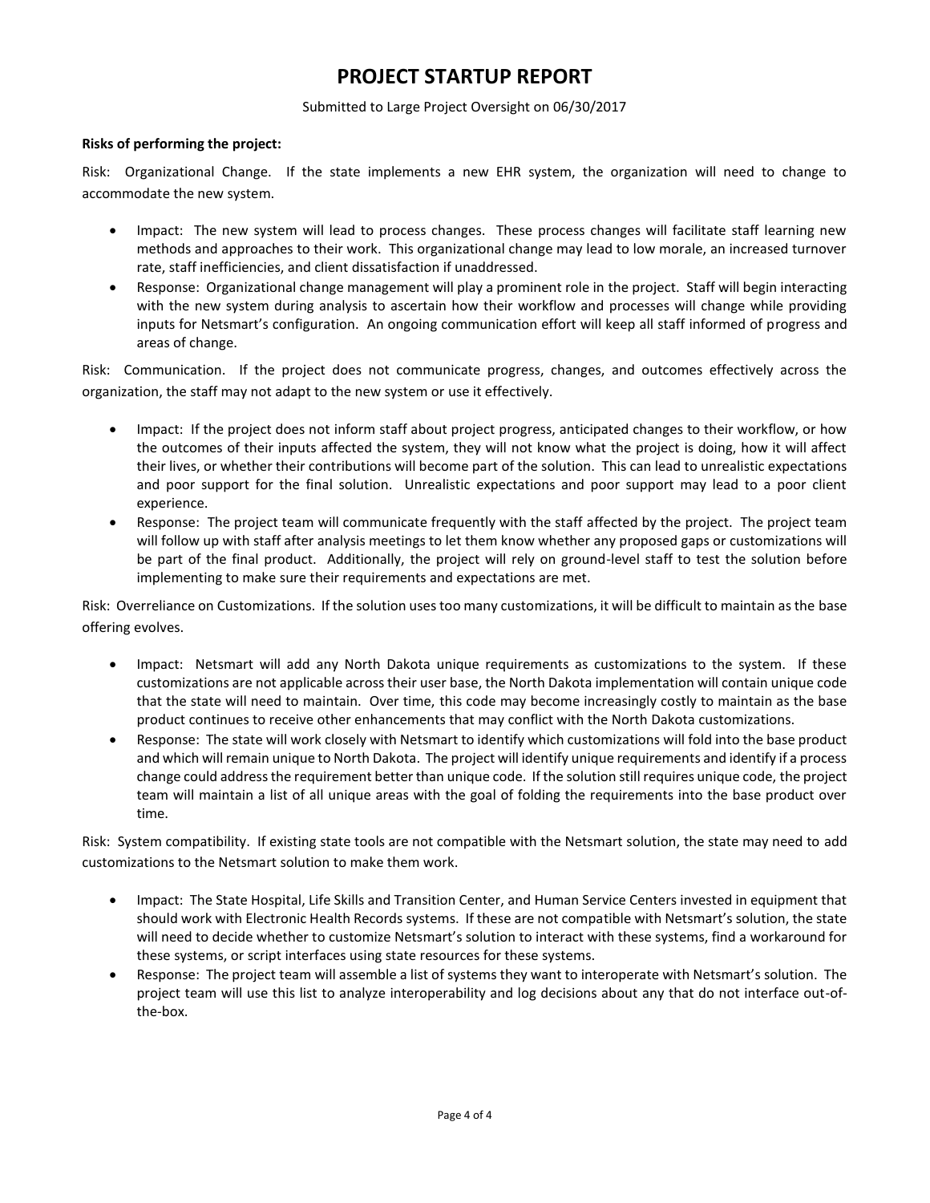# PROJECT STARTUP REPORT

Submitted to Large Project Oversight on 06/30/2017

**Risks of performing the project:**

Risk: Organizational Change. If the state implements a new EHR system, the organization will need to change to accommodate the new system.

- Impact: The new system will lead to process changes. These process changes will facilitate staff learning new methods and approaches to their work. This organizational change may lead to low morale, an increased turnover rate, staff inefficiencies, and client dissatisfaction if unaddressed.
- Response: Organizational change management will play a prominent role in the project. Staff will begin interacting with the new system during analysis to ascertain how their workflow and processes will change while providing inputs for Netsmart's configuration. An ongoing communication effort will keep all staff informed of progress and areas of change.

Risk: Communication. If the project does not communicate progress, changes, and outcomes effectively across the organization, the staff may not adapt to the new system or use it effectively.

- Impact: If the project does not inform staff about project progress, anticipated changes to their workflow, or how the outcomes of their inputs affected the system, they will not know what the project is doing, how it will affect their lives, or whether their contributions will become part of the solution. This can lead to unrealistic expectations and poor support for the final solution. Unrealistic expectations and poor support may lead to a poor client experience.
- Response: The project team will communicate frequently with the staff affected by the project. The project team will follow up with staff after analysis meetings to let them know whether any proposed gaps or customizations will be part of the final product. Additionally, the project will rely on ground-level staff to test the solution before implementing to make sure their requirements and expectations are met.

Risk: Overreliance on Customizations. If the solution uses too many customizations, it will be difficult to maintain as the base offering evolves.

- Impact: Netsmart will add any North Dakota unique requirements as customizations to the system. If these customizations are not applicable across their user base, the North Dakota implementation will contain unique code that the state will need to maintain. Over time, this code may become increasingly costly to maintain as the base product continues to receive other enhancements that may conflict with the North Dakota customizations.
- Response: The state will work closely with Netsmart to identify which customizations will fold into the base product and which will remain unique to North Dakota. The project will identify unique requirements and identify if a process change could address the requirement better than unique code. If the solution still requires unique code, the project team will maintain a list of all unique areas with the goal of folding the requirements into the base product over time.

Risk: System compatibility. If existing state tools are not compatible with the Netsmart solution, the state may need to add customizations to the Netsmart solution to make them work.

- Impact: The State Hospital, Life Skills and Transition Center, and Human Service Centers invested in equipment that should work with Electronic Health Records systems. If these are not compatible with Netsmart's solution, the state will need to decide whether to customize Netsmart's solution to interact with these systems, find a workaround for these systems, or script interfaces using state resources for these systems.
- Response: The project team will assemble a list of systems they want to interoperate with Netsmart's solution. The project team will use this list to analyze interoperability and log decisions about any that do not interface out-of-the-box.